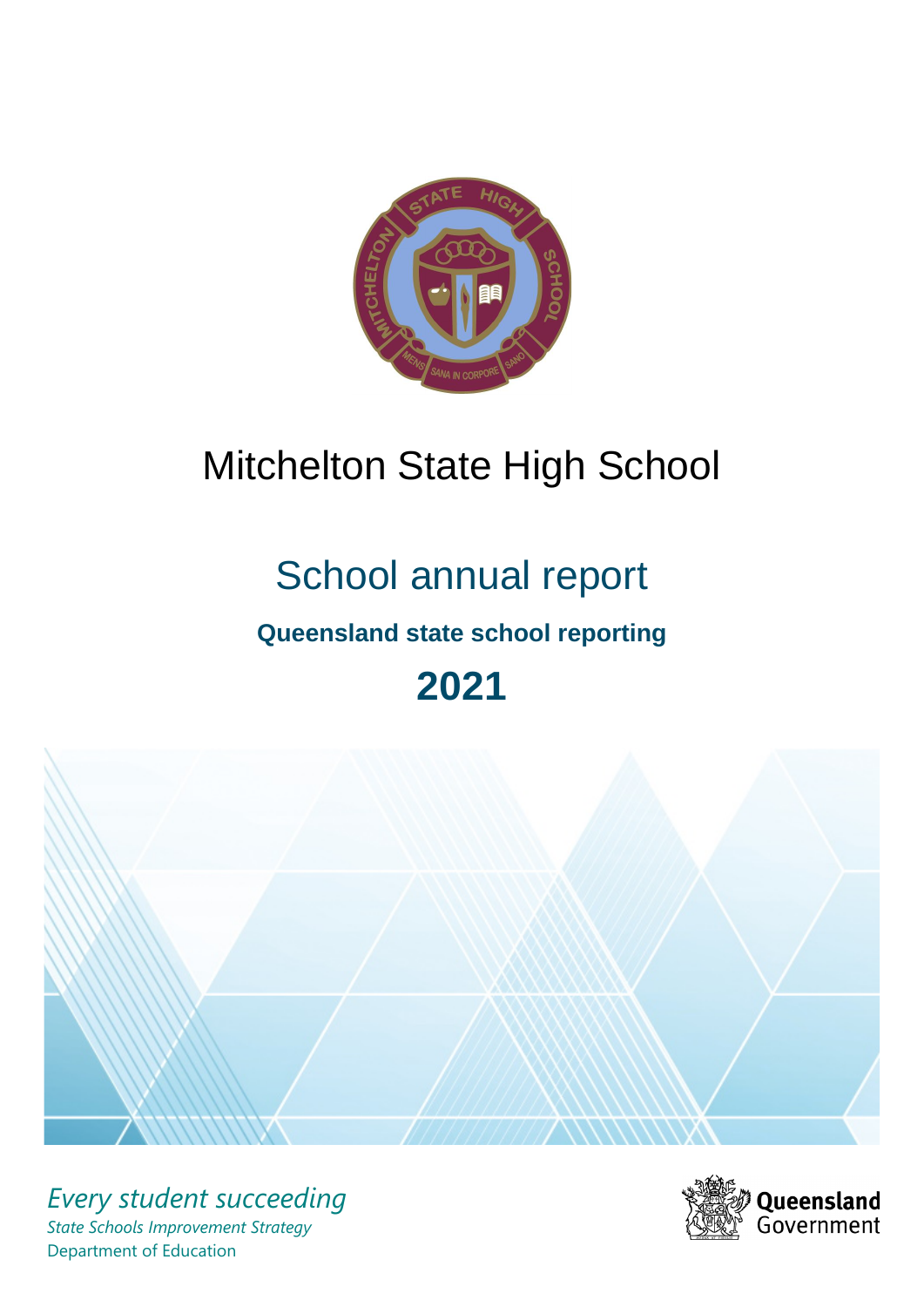# Mitchelton State High School

## School annual report

**Queensland state school reporting**

**2021**

*Every student succeeding*

*State Schools Improvement Strategy*

Department of Education

Queensland Government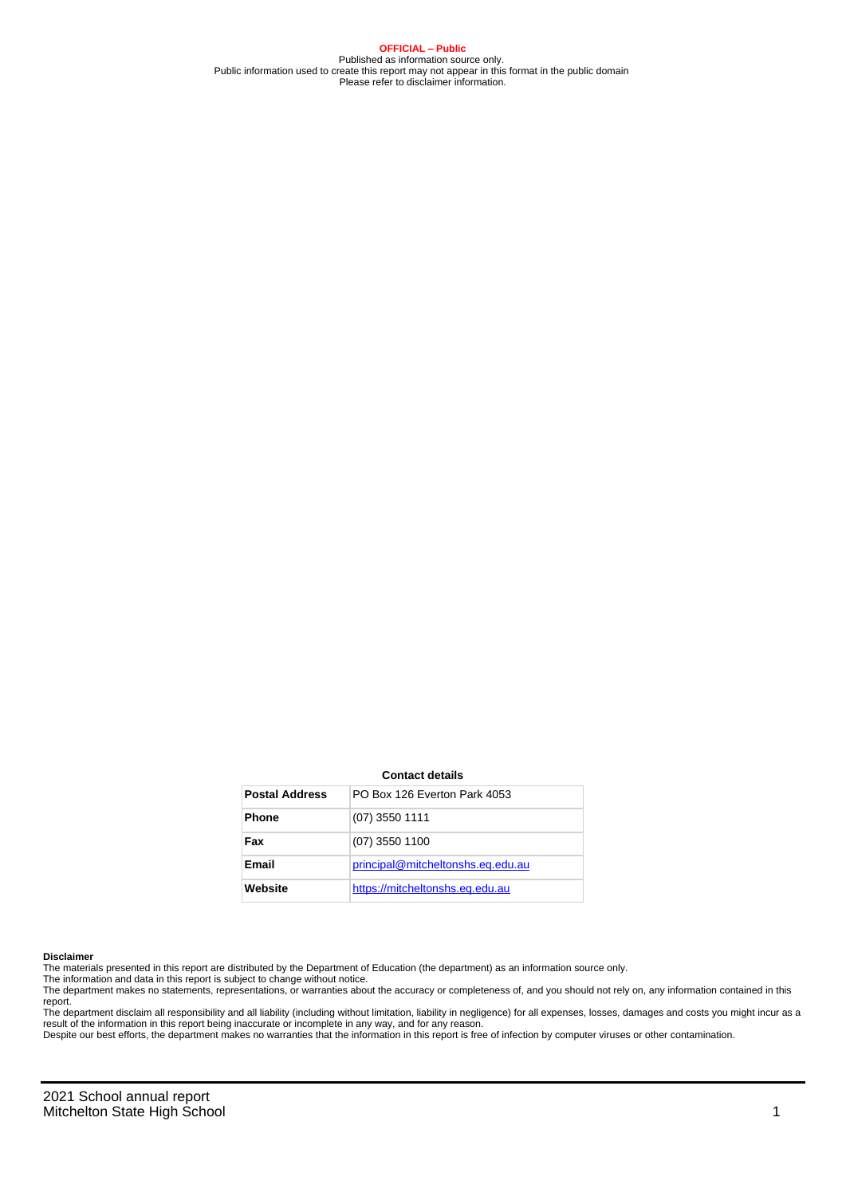**OFFICIAL – Public**
Published as information source only.
Public information used to create this report may not appear in this format in the public domain
Please refer to disclaimer information.

**Contact details**

| **Postal Address** | PO Box 126 Everton Park 4053 |
|---|---|
| **Phone** | (07) 3550 1111 |
| **Fax** | (07) 3550 1100 |
| **Email** | principal@mitcheltonshs.eq.edu.au |
| **Website** | https://mitcheltonshs.eq.edu.au |

**Disclaimer**
The materials presented in this report are distributed by the Department of Education (the department) as an information source only.
The information and data in this report is subject to change without notice.
The department makes no statements, representations, or warranties about the accuracy or completeness of, and you should not rely on, any information contained in this report.
The department disclaim all responsibility and all liability (including without limitation, liability in negligence) for all expenses, losses, damages and costs you might incur as a result of the information in this report being inaccurate or incomplete in any way, and for any reason.
Despite our best efforts, the department makes no warranties that the information in this report is free of infection by computer viruses or other contamination.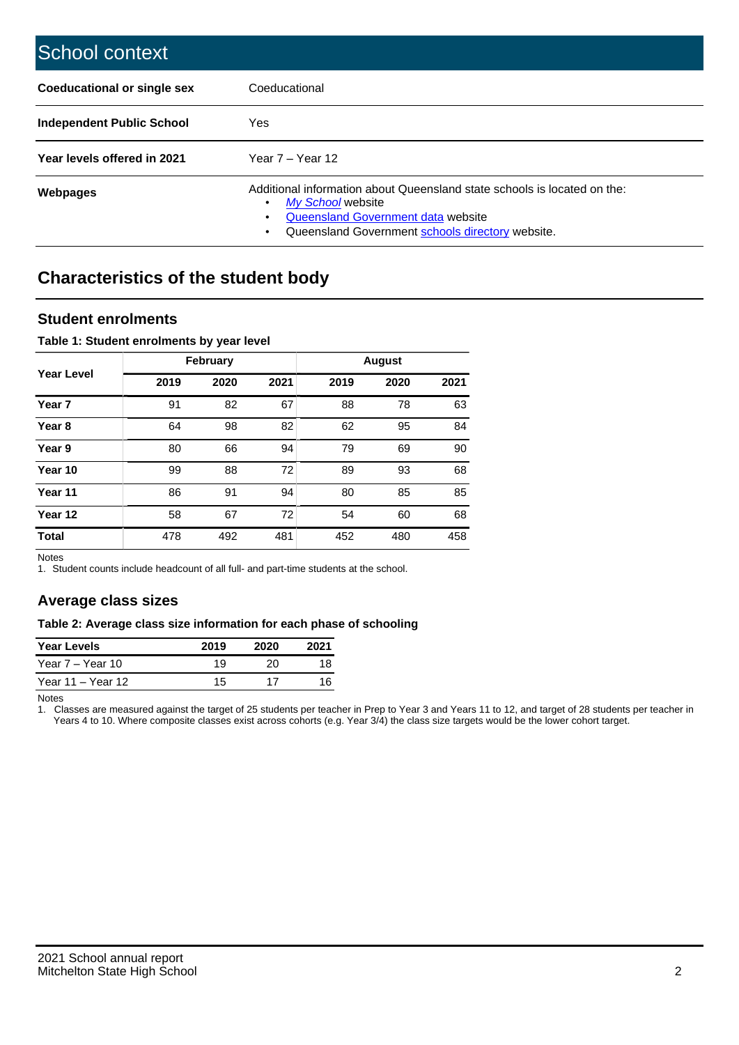# School context

| | |
|---|---|
| **Coeducational or single sex** | Coeducational |
| **Independent Public School** | Yes |
| **Year levels offered in 2021** | Year 7 – Year 12 |
| **Webpages** | Additional information about Queensland state schools is located on the: <br>• *My School* website <br>• Queensland Government data website <br>• Queensland Government schools directory website. |

## Characteristics of the student body

### Student enrolments

**Table 1: Student enrolments by year level**

| Year Level | February | | | August | | |
|---|---|---|---|---|---|---|
| | **2019** | **2020** | **2021** | **2019** | **2020** | **2021** |
| **Year 7** | 91 | 82 | 67 | 88 | 78 | 63 |
| **Year 8** | 64 | 98 | 82 | 62 | 95 | 84 |
| **Year 9** | 80 | 66 | 94 | 79 | 69 | 90 |
| **Year 10** | 99 | 88 | 72 | 89 | 93 | 68 |
| **Year 11** | 86 | 91 | 94 | 80 | 85 | 85 |
| **Year 12** | 58 | 67 | 72 | 54 | 60 | 68 |
| **Total** | 478 | 492 | 481 | 452 | 480 | 458 |

Notes
1. Student counts include headcount of all full- and part-time students at the school.

### Average class sizes

**Table 2: Average class size information for each phase of schooling**

| Year Levels | 2019 | 2020 | 2021 |
|---|---|---|---|
| Year 7 – Year 10 | 19 | 20 | 18 |
| Year 11 – Year 12 | 15 | 17 | 16 |

Notes
1. Classes are measured against the target of 25 students per teacher in Prep to Year 3 and Years 11 to 12, and target of 28 students per teacher in Years 4 to 10. Where composite classes exist across cohorts (e.g. Year 3/4) the class size targets would be the lower cohort target.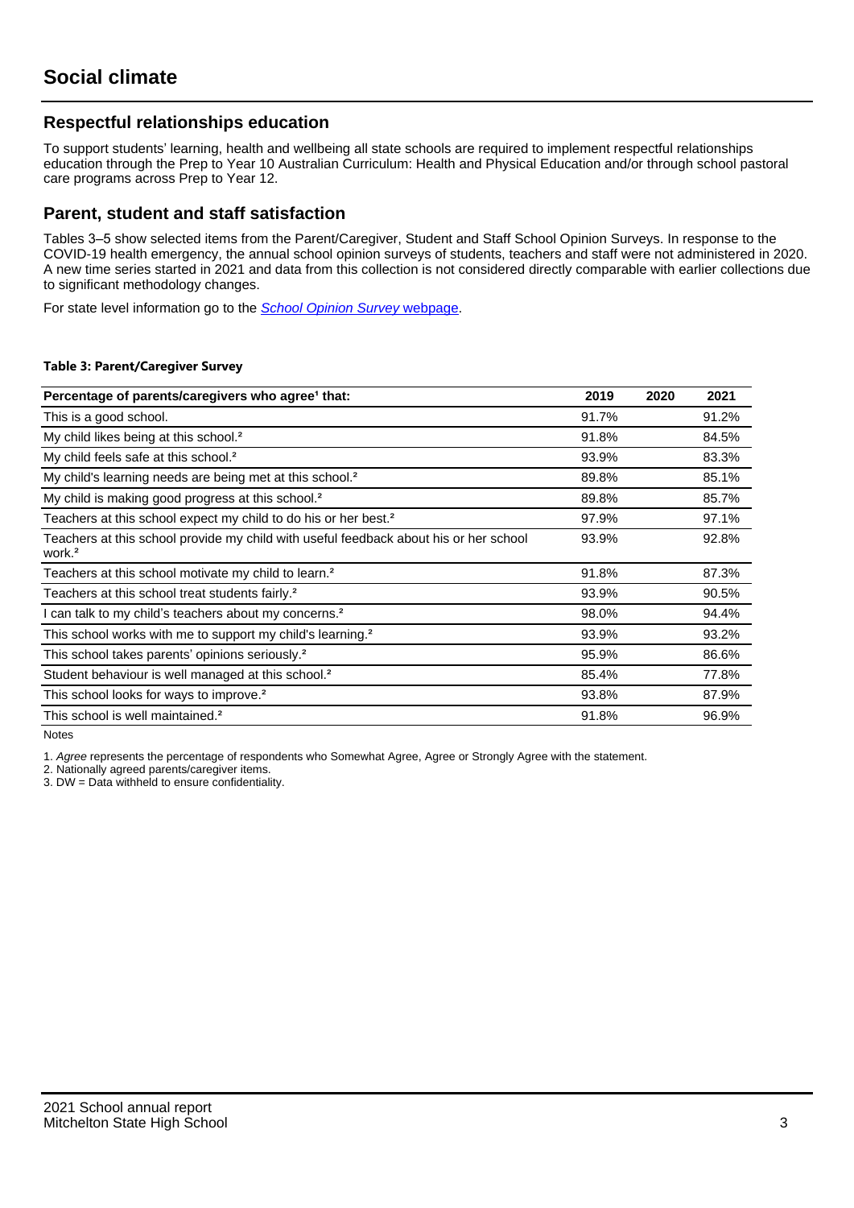# Social climate

## Respectful relationships education

To support students' learning, health and wellbeing all state schools are required to implement respectful relationships education through the Prep to Year 10 Australian Curriculum: Health and Physical Education and/or through school pastoral care programs across Prep to Year 12.

## Parent, student and staff satisfaction

Tables 3–5 show selected items from the Parent/Caregiver, Student and Staff School Opinion Surveys. In response to the COVID-19 health emergency, the annual school opinion surveys of students, teachers and staff were not administered in 2020. A new time series started in 2021 and data from this collection is not considered directly comparable with earlier collections due to significant methodology changes.

For state level information go to the *School Opinion Survey* webpage.

**Table 3: Parent/Caregiver Survey**

| Percentage of parents/caregivers who agree[1] that: | 2019 | 2020 | 2021 |
|---|---|---|---|
| This is a good school. | 91.7% | | 91.2% |
| My child likes being at this school.[2] | 91.8% | | 84.5% |
| My child feels safe at this school.[2] | 93.9% | | 83.3% |
| My child's learning needs are being met at this school.[2] | 89.8% | | 85.1% |
| My child is making good progress at this school.[2] | 89.8% | | 85.7% |
| Teachers at this school expect my child to do his or her best.[2] | 97.9% | | 97.1% |
| Teachers at this school provide my child with useful feedback about his or her school work.[2] | 93.9% | | 92.8% |
| Teachers at this school motivate my child to learn.[2] | 91.8% | | 87.3% |
| Teachers at this school treat students fairly.[2] | 93.9% | | 90.5% |
| I can talk to my child's teachers about my concerns.[2] | 98.0% | | 94.4% |
| This school works with me to support my child's learning.[2] | 93.9% | | 93.2% |
| This school takes parents' opinions seriously.[2] | 95.9% | | 86.6% |
| Student behaviour is well managed at this school.[2] | 85.4% | | 77.8% |
| This school looks for ways to improve.[2] | 93.8% | | 87.9% |
| This school is well maintained.[2] | 91.8% | | 96.9% |

Notes

1. *Agree* represents the percentage of respondents who Somewhat Agree, Agree or Strongly Agree with the statement.
2. Nationally agreed parents/caregiver items.
3. DW = Data withheld to ensure confidentiality.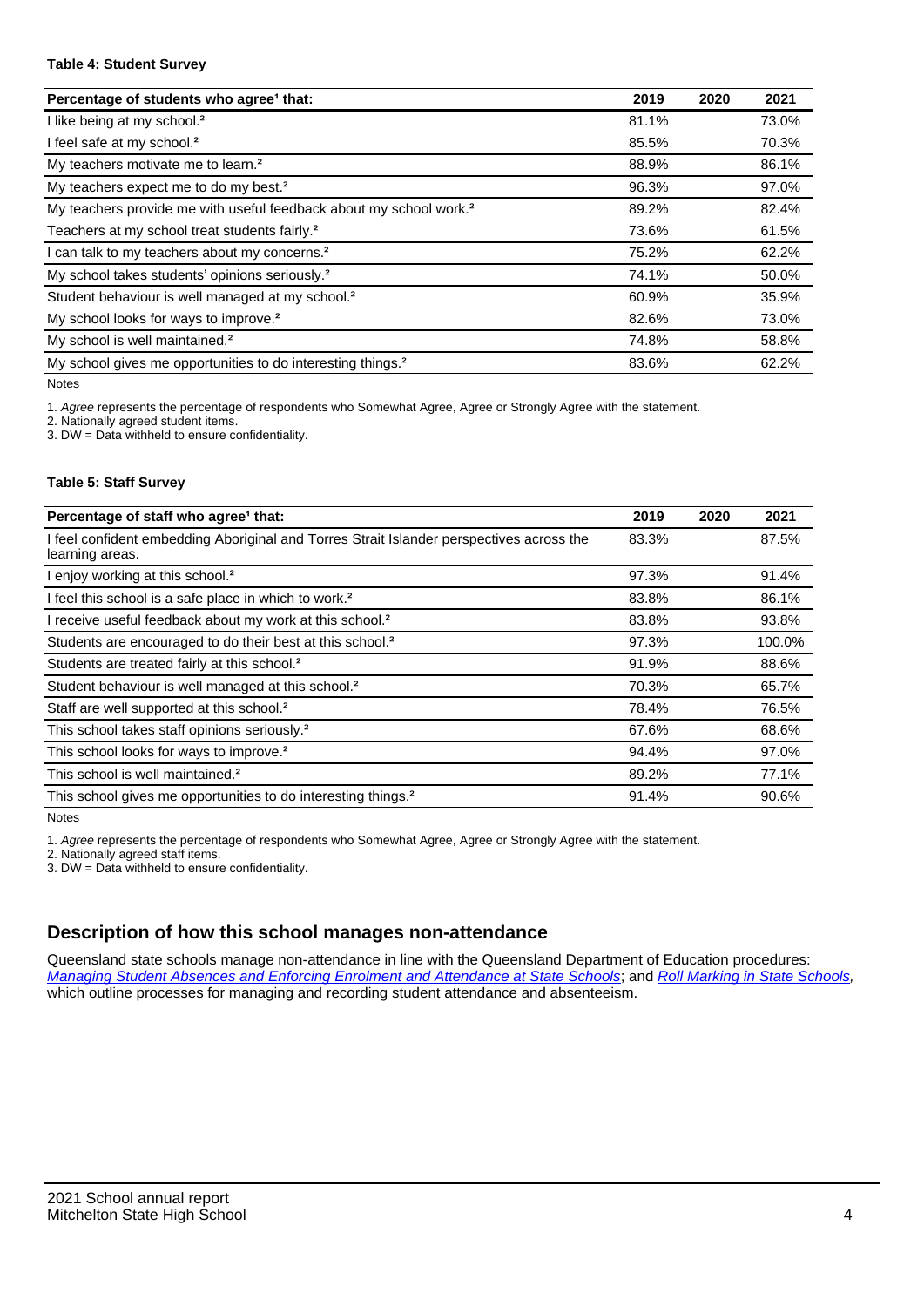#### Table 4: Student Survey

| Percentage of students who agree[1] that: | 2019 | 2020 | 2021 |
|---|---|---|---|
| I like being at my school.[2] | 81.1% | | 73.0% |
| I feel safe at my school.[2] | 85.5% | | 70.3% |
| My teachers motivate me to learn.[2] | 88.9% | | 86.1% |
| My teachers expect me to do my best.[2] | 96.3% | | 97.0% |
| My teachers provide me with useful feedback about my school work.[2] | 89.2% | | 82.4% |
| Teachers at my school treat students fairly.[2] | 73.6% | | 61.5% |
| I can talk to my teachers about my concerns.[2] | 75.2% | | 62.2% |
| My school takes students' opinions seriously.[2] | 74.1% | | 50.0% |
| Student behaviour is well managed at my school.[2] | 60.9% | | 35.9% |
| My school looks for ways to improve.[2] | 82.6% | | 73.0% |
| My school is well maintained.[2] | 74.8% | | 58.8% |
| My school gives me opportunities to do interesting things.[2] | 83.6% | | 62.2% |

Notes

1. *Agree* represents the percentage of respondents who Somewhat Agree, Agree or Strongly Agree with the statement.
2. Nationally agreed student items.
3. DW = Data withheld to ensure confidentiality.

#### Table 5: Staff Survey

| Percentage of staff who agree[1] that: | 2019 | 2020 | 2021 |
|---|---|---|---|
| I feel confident embedding Aboriginal and Torres Strait Islander perspectives across the learning areas. | 83.3% | | 87.5% |
| I enjoy working at this school.[2] | 97.3% | | 91.4% |
| I feel this school is a safe place in which to work.[2] | 83.8% | | 86.1% |
| I receive useful feedback about my work at this school.[2] | 83.8% | | 93.8% |
| Students are encouraged to do their best at this school.[2] | 97.3% | | 100.0% |
| Students are treated fairly at this school.[2] | 91.9% | | 88.6% |
| Student behaviour is well managed at this school.[2] | 70.3% | | 65.7% |
| Staff are well supported at this school.[2] | 78.4% | | 76.5% |
| This school takes staff opinions seriously.[2] | 67.6% | | 68.6% |
| This school looks for ways to improve.[2] | 94.4% | | 97.0% |
| This school is well maintained.[2] | 89.2% | | 77.1% |
| This school gives me opportunities to do interesting things.[2] | 91.4% | | 90.6% |

Notes

1. *Agree* represents the percentage of respondents who Somewhat Agree, Agree or Strongly Agree with the statement.
2. Nationally agreed staff items.
3. DW = Data withheld to ensure confidentiality.

## Description of how this school manages non-attendance

Queensland state schools manage non-attendance in line with the Queensland Department of Education procedures: *Managing Student Absences and Enforcing Enrolment and Attendance at State Schools*; and *Roll Marking in State Schools*, which outline processes for managing and recording student attendance and absenteeism.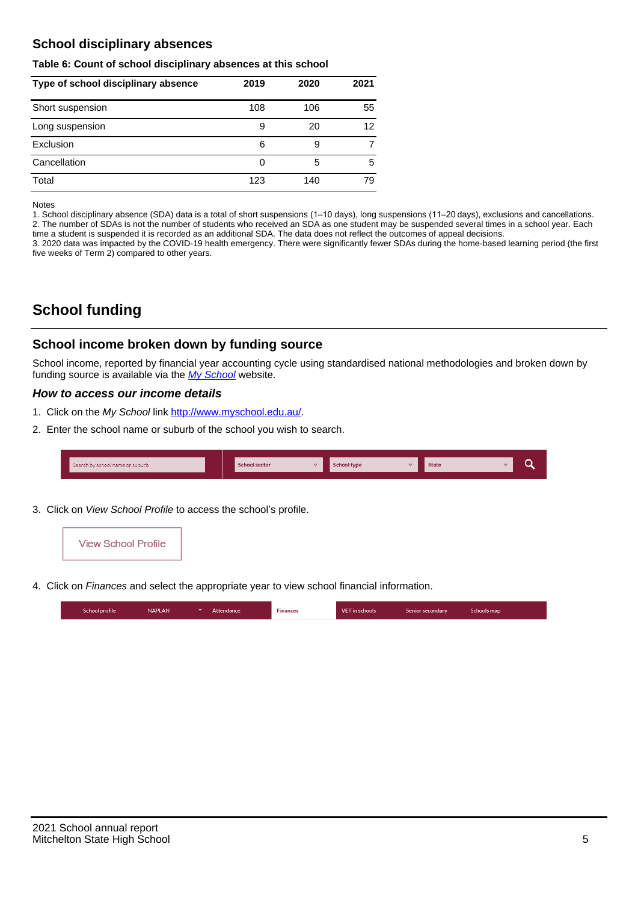## School disciplinary absences

**Table 6: Count of school disciplinary absences at this school**

| Type of school disciplinary absence | 2019 | 2020 | 2021 |
|---|---|---|---|
| Short suspension | 108 | 106 | 55 |
| Long suspension | 9 | 20 | 12 |
| Exclusion | 6 | 9 | 7 |
| Cancellation | 0 | 5 | 5 |
| Total | 123 | 140 | 79 |

Notes

1. School disciplinary absence (SDA) data is a total of short suspensions (1–10 days), long suspensions (11–20 days), exclusions and cancellations.
2. The number of SDAs is not the number of students who received an SDA as one student may be suspended several times in a school year. Each time a student is suspended it is recorded as an additional SDA. The data does not reflect the outcomes of appeal decisions.
3. 2020 data was impacted by the COVID-19 health emergency. There were significantly fewer SDAs during the home-based learning period (the first five weeks of Term 2) compared to other years.

# School funding

## School income broken down by funding source

School income, reported by financial year accounting cycle using standardised national methodologies and broken down by funding source is available via the *My School* website.

### *How to access our income details*

1. Click on the *My School* link http://www.myschool.edu.au/.
2. Enter the school name or suburb of the school you wish to search.

Search by school name or suburb | School sector | School type | State

3. Click on *View School Profile* to access the school's profile.

View School Profile

4. Click on *Finances* and select the appropriate year to view school financial information.

School profile | NAPLAN | Attendance | Finances | VET in schools | Senior secondary | Schools map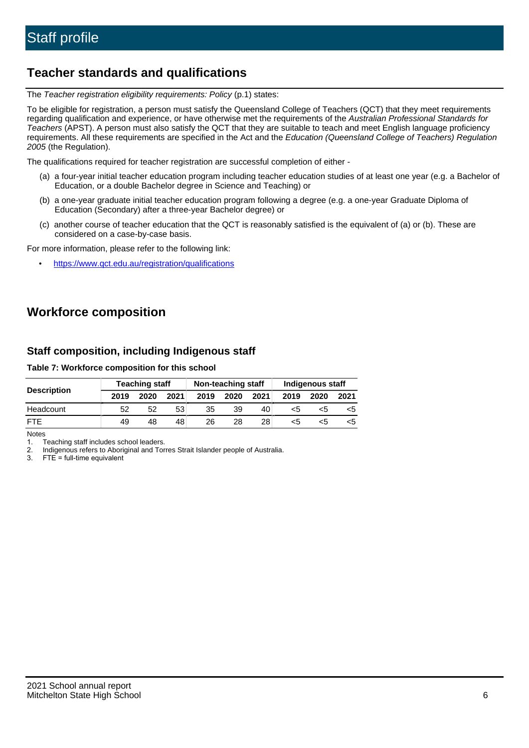# Staff profile

## Teacher standards and qualifications

The *Teacher registration eligibility requirements: Policy* (p.1) states:

To be eligible for registration, a person must satisfy the Queensland College of Teachers (QCT) that they meet requirements regarding qualification and experience, or have otherwise met the requirements of the *Australian Professional Standards for Teachers* (APST). A person must also satisfy the QCT that they are suitable to teach and meet English language proficiency requirements. All these requirements are specified in the Act and the *Education (Queensland College of Teachers) Regulation 2005* (the Regulation).

The qualifications required for teacher registration are successful completion of either -

(a) a four-year initial teacher education program including teacher education studies of at least one year (e.g. a Bachelor of Education, or a double Bachelor degree in Science and Teaching) or

(b) a one-year graduate initial teacher education program following a degree (e.g. a one-year Graduate Diploma of Education (Secondary) after a three-year Bachelor degree) or

(c) another course of teacher education that the QCT is reasonably satisfied is the equivalent of (a) or (b). These are considered on a case-by-case basis.

For more information, please refer to the following link:

- https://www.qct.edu.au/registration/qualifications

## Workforce composition

### Staff composition, including Indigenous staff

**Table 7: Workforce composition for this school**

| Description | Teaching staff | | | Non-teaching staff | | | Indigenous staff | | |
|---|---|---|---|---|---|---|---|---|---|
| | 2019 | 2020 | 2021 | 2019 | 2020 | 2021 | 2019 | 2020 | 2021 |
| Headcount | 52 | 52 | 53 | 35 | 39 | 40 | <5 | <5 | <5 |
| FTE | 49 | 48 | 48 | 26 | 28 | 28 | <5 | <5 | <5 |

Notes

1. Teaching staff includes school leaders.
2. Indigenous refers to Aboriginal and Torres Strait Islander people of Australia.
3. FTE = full-time equivalent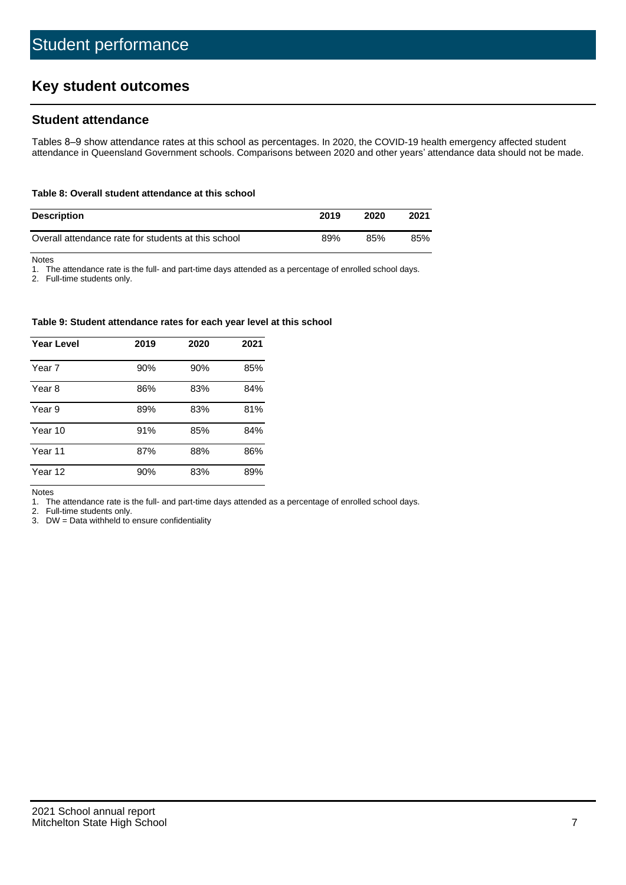# Student performance

## Key student outcomes

### Student attendance

Tables 8–9 show attendance rates at this school as percentages. In 2020, the COVID-19 health emergency affected student attendance in Queensland Government schools. Comparisons between 2020 and other years' attendance data should not be made.

**Table 8: Overall student attendance at this school**

| Description | 2019 | 2020 | 2021 |
|---|---|---|---|
| Overall attendance rate for students at this school | 89% | 85% | 85% |

Notes

1. The attendance rate is the full- and part-time days attended as a percentage of enrolled school days.
2. Full-time students only.

**Table 9: Student attendance rates for each year level at this school**

| Year Level | 2019 | 2020 | 2021 |
|---|---|---|---|
| Year 7 | 90% | 90% | 85% |
| Year 8 | 86% | 83% | 84% |
| Year 9 | 89% | 83% | 81% |
| Year 10 | 91% | 85% | 84% |
| Year 11 | 87% | 88% | 86% |
| Year 12 | 90% | 83% | 89% |

Notes

1. The attendance rate is the full- and part-time days attended as a percentage of enrolled school days.
2. Full-time students only.
3. DW = Data withheld to ensure confidentiality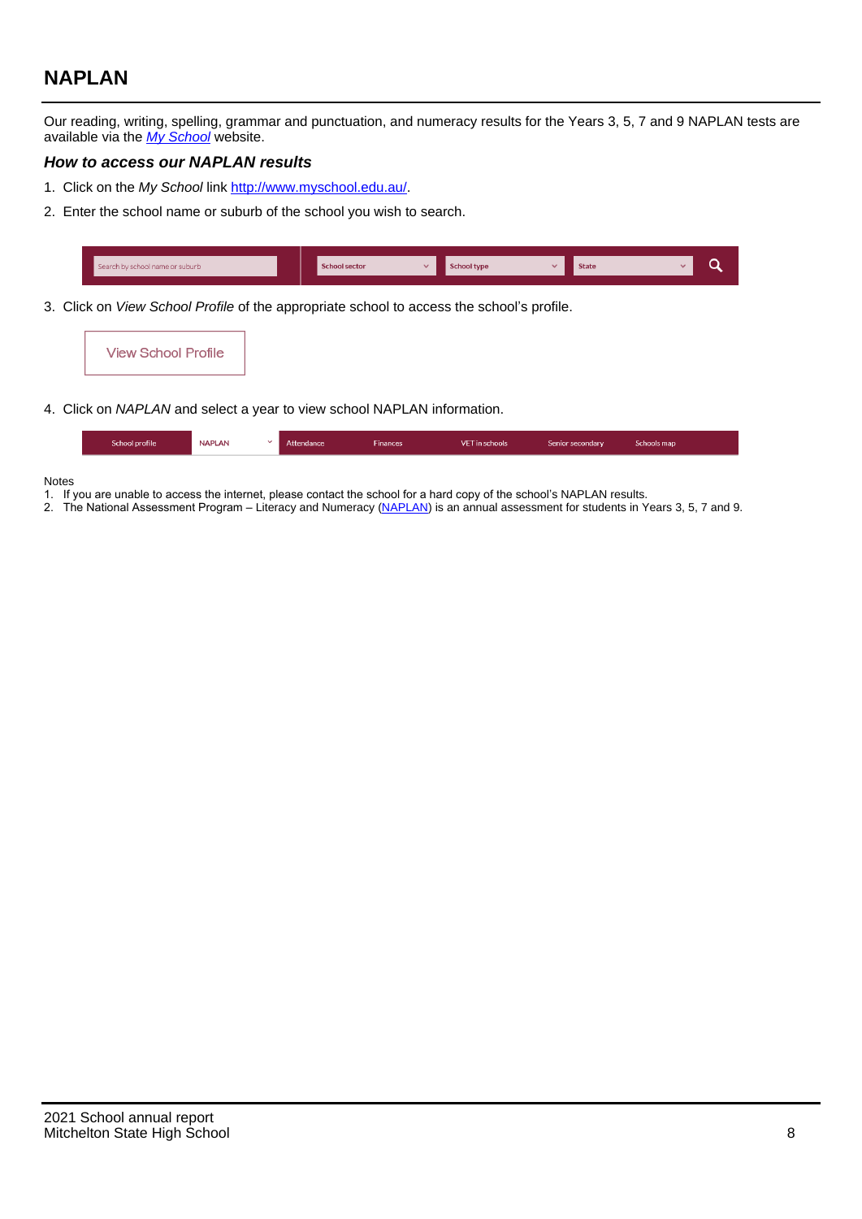## NAPLAN

Our reading, writing, spelling, grammar and punctuation, and numeracy results for the Years 3, 5, 7 and 9 NAPLAN tests are available via the [*My School*](http://www.myschool.edu.au/) website.

### *How to access our NAPLAN results*

1. Click on the *My School* link [http://www.myschool.edu.au/](http://www.myschool.edu.au/).
2. Enter the school name or suburb of the school you wish to search.

3. Click on *View School Profile* of the appropriate school to access the school's profile.

4. Click on *NAPLAN* and select a year to view school NAPLAN information.

Notes

1. If you are unable to access the internet, please contact the school for a hard copy of the school's NAPLAN results.
2. The National Assessment Program – Literacy and Numeracy (NAPLAN) is an annual assessment for students in Years 3, 5, 7 and 9.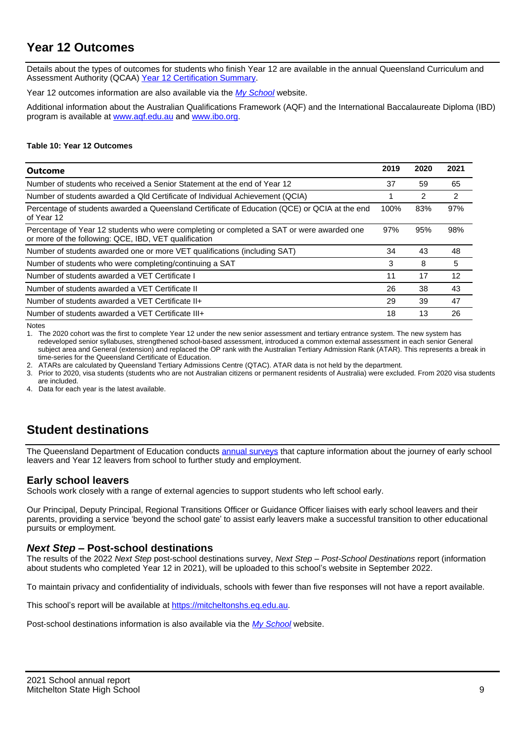## Year 12 Outcomes

Details about the types of outcomes for students who finish Year 12 are available in the annual Queensland Curriculum and Assessment Authority (QCAA) Year 12 Certification Summary.

Year 12 outcomes information are also available via the *My School* website.

Additional information about the Australian Qualifications Framework (AQF) and the International Baccalaureate Diploma (IBD) program is available at www.aqf.edu.au and www.ibo.org.

**Table 10: Year 12 Outcomes**

| Outcome | 2019 | 2020 | 2021 |
|---|---|---|---|
| Number of students who received a Senior Statement at the end of Year 12 | 37 | 59 | 65 |
| Number of students awarded a Qld Certificate of Individual Achievement (QCIA) | 1 | 2 | 2 |
| Percentage of students awarded a Queensland Certificate of Education (QCE) or QCIA at the end of Year 12 | 100% | 83% | 97% |
| Percentage of Year 12 students who were completing or completed a SAT or were awarded one or more of the following: QCE, IBD, VET qualification | 97% | 95% | 98% |
| Number of students awarded one or more VET qualifications (including SAT) | 34 | 43 | 48 |
| Number of students who were completing/continuing a SAT | 3 | 8 | 5 |
| Number of students awarded a VET Certificate I | 11 | 17 | 12 |
| Number of students awarded a VET Certificate II | 26 | 38 | 43 |
| Number of students awarded a VET Certificate II+ | 29 | 39 | 47 |
| Number of students awarded a VET Certificate III+ | 18 | 13 | 26 |

Notes

1. The 2020 cohort was the first to complete Year 12 under the new senior assessment and tertiary entrance system. The new system has redeveloped senior syllabuses, strengthened school-based assessment, introduced a common external assessment in each senior General subject area and General (extension) and replaced the OP rank with the Australian Tertiary Admission Rank (ATAR). This represents a break in time-series for the Queensland Certificate of Education.
2. ATARs are calculated by Queensland Tertiary Admissions Centre (QTAC). ATAR data is not held by the department.
3. Prior to 2020, visa students (students who are not Australian citizens or permanent residents of Australia) were excluded. From 2020 visa students are included.
4. Data for each year is the latest available.

## Student destinations

The Queensland Department of Education conducts annual surveys that capture information about the journey of early school leavers and Year 12 leavers from school to further study and employment.

### Early school leavers

Schools work closely with a range of external agencies to support students who left school early.

Our Principal, Deputy Principal, Regional Transitions Officer or Guidance Officer liaises with early school leavers and their parents, providing a service 'beyond the school gate' to assist early leavers make a successful transition to other educational pursuits or employment.

### *Next Step* – Post-school destinations

The results of the 2022 *Next Step* post-school destinations survey, *Next Step – Post-School Destinations* report (information about students who completed Year 12 in 2021), will be uploaded to this school's website in September 2022.

To maintain privacy and confidentiality of individuals, schools with fewer than five responses will not have a report available.

This school's report will be available at https://mitcheltonshs.eq.edu.au.

Post-school destinations information is also available via the *My School* website.